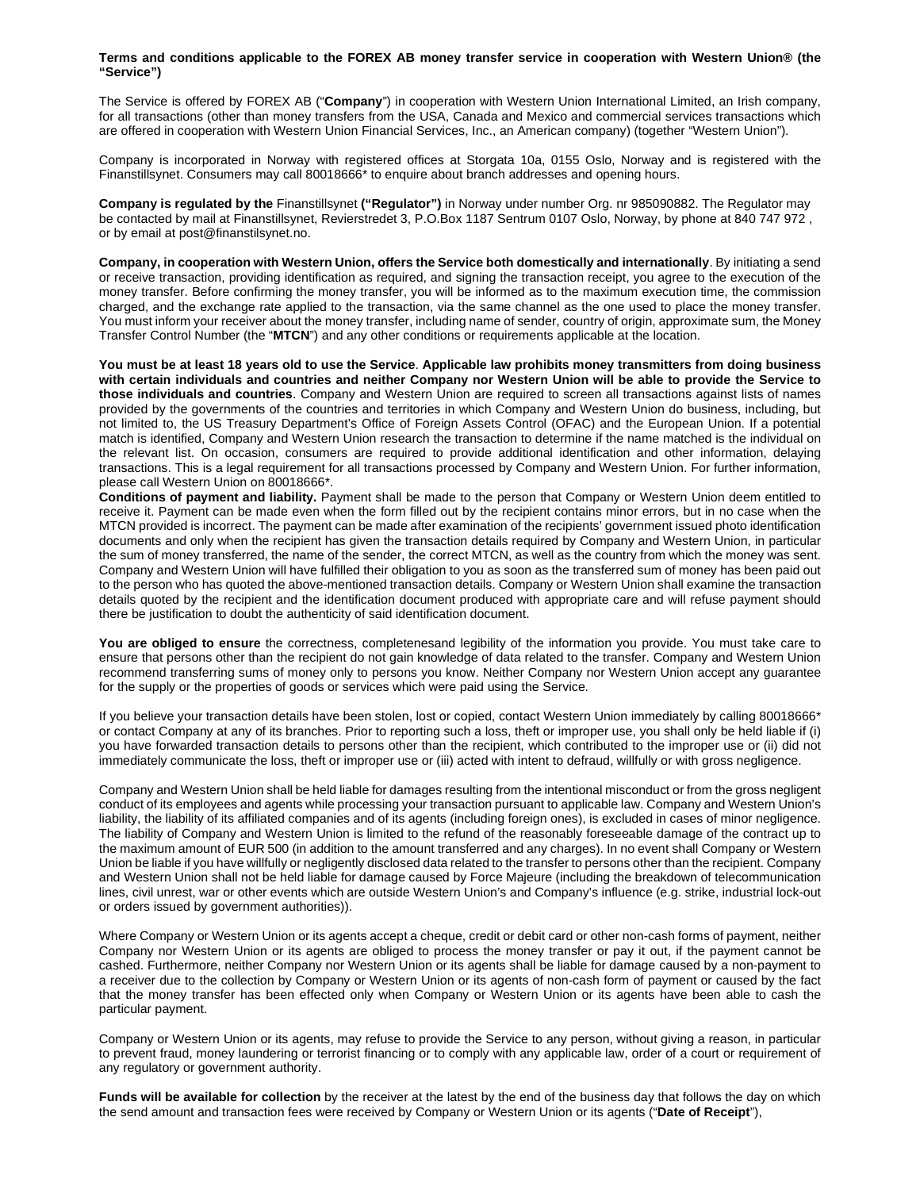**Terms and conditions applicable to the FOREX AB money transfer service in cooperation with Western Union® (the "Service")**

The Service is offered by FOREX AB ("**Company**") in cooperation with Western Union International Limited, an Irish company, for all transactions (other than money transfers from the USA, Canada and Mexico and commercial services transactions which are offered in cooperation with Western Union Financial Services, Inc., an American company) (together "Western Union").

Company is incorporated in Norway with registered offices at Storgata 10a, 0155 Oslo, Norway and is registered with the Finanstillsynet. Consumers may call 80018666* to enquire about branch addresses and opening hours.

**Company is regulated by the** Finanstillsynet **("Regulator")** in Norway under number Org. nr 985090882. The Regulator may be contacted by mail at Finanstillsynet, Revierstredet 3, P.O.Box 1187 Sentrum 0107 Oslo, Norway, by phone at 840 747 972 , or by email at post@finanstilsynet.no.

**Company, in cooperation with Western Union, offers the Service both domestically and internationally**. By initiating a send or receive transaction, providing identification as required, and signing the transaction receipt, you agree to the execution of the money transfer. Before confirming the money transfer, you will be informed as to the maximum execution time, the commission charged, and the exchange rate applied to the transaction, via the same channel as the one used to place the money transfer. You must inform your receiver about the money transfer, including name of sender, country of origin, approximate sum, the Money Transfer Control Number (the "**MTCN**") and any other conditions or requirements applicable at the location.

**You must be at least 18 years old to use the Service**. **Applicable law prohibits money transmitters from doing business with certain individuals and countries and neither Company nor Western Union will be able to provide the Service to those individuals and countries**. Company and Western Union are required to screen all transactions against lists of names provided by the governments of the countries and territories in which Company and Western Union do business, including, but not limited to, the US Treasury Department's Office of Foreign Assets Control (OFAC) and the European Union. If a potential match is identified, Company and Western Union research the transaction to determine if the name matched is the individual on the relevant list. On occasion, consumers are required to provide additional identification and other information, delaying transactions. This is a legal requirement for all transactions processed by Company and Western Union. For further information, please call Western Union on 80018666*.

**Conditions of payment and liability.** Payment shall be made to the person that Company or Western Union deem entitled to receive it. Payment can be made even when the form filled out by the recipient contains minor errors, but in no case when the MTCN provided is incorrect. The payment can be made after examination of the recipients' government issued photo identification documents and only when the recipient has given the transaction details required by Company and Western Union, in particular the sum of money transferred, the name of the sender, the correct MTCN, as well as the country from which the money was sent. Company and Western Union will have fulfilled their obligation to you as soon as the transferred sum of money has been paid out to the person who has quoted the above-mentioned transaction details. Company or Western Union shall examine the transaction details quoted by the recipient and the identification document produced with appropriate care and will refuse payment should there be justification to doubt the authenticity of said identification document.

**You are obliged to ensure** the correctness, completenesand legibility of the information you provide. You must take care to ensure that persons other than the recipient do not gain knowledge of data related to the transfer. Company and Western Union recommend transferring sums of money only to persons you know. Neither Company nor Western Union accept any guarantee for the supply or the properties of goods or services which were paid using the Service.

If you believe your transaction details have been stolen, lost or copied, contact Western Union immediately by calling 80018666* or contact Company at any of its branches. Prior to reporting such a loss, theft or improper use, you shall only be held liable if (i) you have forwarded transaction details to persons other than the recipient, which contributed to the improper use or (ii) did not immediately communicate the loss, theft or improper use or (iii) acted with intent to defraud, willfully or with gross negligence.

Company and Western Union shall be held liable for damages resulting from the intentional misconduct or from the gross negligent conduct of its employees and agents while processing your transaction pursuant to applicable law. Company and Western Union's liability, the liability of its affiliated companies and of its agents (including foreign ones), is excluded in cases of minor negligence. The liability of Company and Western Union is limited to the refund of the reasonably foreseeable damage of the contract up to the maximum amount of EUR 500 (in addition to the amount transferred and any charges). In no event shall Company or Western Union be liable if you have willfully or negligently disclosed data related to the transfer to persons other than the recipient. Company and Western Union shall not be held liable for damage caused by Force Majeure (including the breakdown of telecommunication lines, civil unrest, war or other events which are outside Western Union's and Company's influence (e.g. strike, industrial lock-out or orders issued by government authorities)).

Where Company or Western Union or its agents accept a cheque, credit or debit card or other non-cash forms of payment, neither Company nor Western Union or its agents are obliged to process the money transfer or pay it out, if the payment cannot be cashed. Furthermore, neither Company nor Western Union or its agents shall be liable for damage caused by a non-payment to a receiver due to the collection by Company or Western Union or its agents of non-cash form of payment or caused by the fact that the money transfer has been effected only when Company or Western Union or its agents have been able to cash the particular payment.

Company or Western Union or its agents, may refuse to provide the Service to any person, without giving a reason, in particular to prevent fraud, money laundering or terrorist financing or to comply with any applicable law, order of a court or requirement of any regulatory or government authority.

**Funds will be available for collection** by the receiver at the latest by the end of the business day that follows the day on which the send amount and transaction fees were received by Company or Western Union or its agents ("**Date of Receipt**"),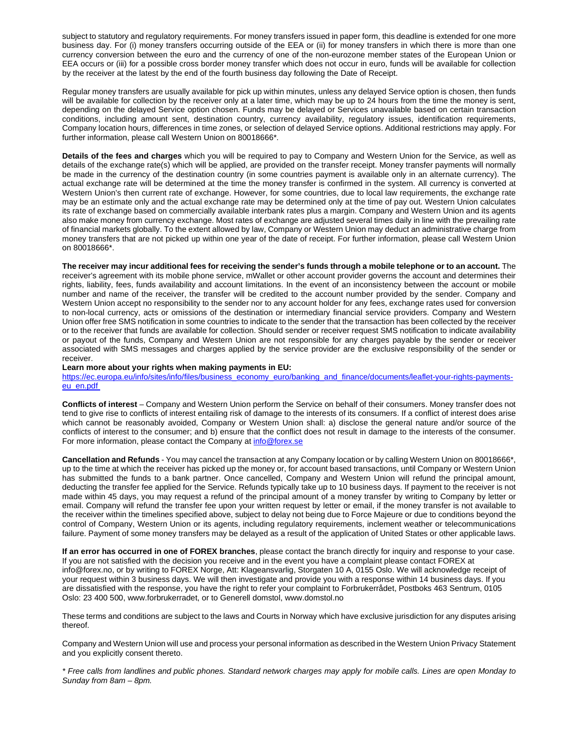subject to statutory and regulatory requirements. For money transfers issued in paper form, this deadline is extended for one more business day. For (i) money transfers occurring outside of the EEA or (ii) for money transfers in which there is more than one currency conversion between the euro and the currency of one of the non-eurozone member states of the European Union or EEA occurs or (iii) for a possible cross border money transfer which does not occur in euro, funds will be available for collection by the receiver at the latest by the end of the fourth business day following the Date of Receipt.

Regular money transfers are usually available for pick up within minutes, unless any delayed Service option is chosen, then funds will be available for collection by the receiver only at a later time, which may be up to 24 hours from the time the money is sent, depending on the delayed Service option chosen. Funds may be delayed or Services unavailable based on certain transaction conditions, including amount sent, destination country, currency availability, regulatory issues, identification requirements, Company location hours, differences in time zones, or selection of delayed Service options. Additional restrictions may apply. For further information, please call Western Union on 80018666*.

**Details of the fees and charges** which you will be required to pay to Company and Western Union for the Service, as well as details of the exchange rate(s) which will be applied, are provided on the transfer receipt. Money transfer payments will normally be made in the currency of the destination country (in some countries payment is available only in an alternate currency). The actual exchange rate will be determined at the time the money transfer is confirmed in the system. All currency is converted at Western Union's then current rate of exchange. However, for some countries, due to local law requirements, the exchange rate may be an estimate only and the actual exchange rate may be determined only at the time of pay out. Western Union calculates its rate of exchange based on commercially available interbank rates plus a margin. Company and Western Union and its agents also make money from currency exchange. Most rates of exchange are adjusted several times daily in line with the prevailing rate of financial markets globally. To the extent allowed by law, Company or Western Union may deduct an administrative charge from money transfers that are not picked up within one year of the date of receipt. For further information, please call Western Union on 80018666*.

**The receiver may incur additional fees for receiving the sender's funds through a mobile telephone or to an account.** The receiver's agreement with its mobile phone service, mWallet or other account provider governs the account and determines their rights, liability, fees, funds availability and account limitations. In the event of an inconsistency between the account or mobile number and name of the receiver, the transfer will be credited to the account number provided by the sender. Company and Western Union accept no responsibility to the sender nor to any account holder for any fees, exchange rates used for conversion to non-local currency, acts or omissions of the destination or intermediary financial service providers. Company and Western Union offer free SMS notification in some countries to indicate to the sender that the transaction has been collected by the receiver or to the receiver that funds are available for collection. Should sender or receiver request SMS notification to indicate availability or payout of the funds, Company and Western Union are not responsible for any charges payable by the sender or receiver associated with SMS messages and charges applied by the service provider are the exclusive responsibility of the sender or receiver.

**Learn more about your rights when making payments in EU:**
https://ec.europa.eu/info/sites/info/files/business_economy_euro/banking_and_finance/documents/leaflet-your-rights-payments-eu_en.pdf

**Conflicts of interest** – Company and Western Union perform the Service on behalf of their consumers. Money transfer does not tend to give rise to conflicts of interest entailing risk of damage to the interests of its consumers. If a conflict of interest does arise which cannot be reasonably avoided, Company or Western Union shall: a) disclose the general nature and/or source of the conflicts of interest to the consumer; and b) ensure that the conflict does not result in damage to the interests of the consumer. For more information, please contact the Company at info@forex.se

**Cancellation and Refunds** - You may cancel the transaction at any Company location or by calling Western Union on 80018666*, up to the time at which the receiver has picked up the money or, for account based transactions, until Company or Western Union has submitted the funds to a bank partner. Once cancelled, Company and Western Union will refund the principal amount, deducting the transfer fee applied for the Service. Refunds typically take up to 10 business days. If payment to the receiver is not made within 45 days, you may request a refund of the principal amount of a money transfer by writing to Company by letter or email. Company will refund the transfer fee upon your written request by letter or email, if the money transfer is not available to the receiver within the timelines specified above, subject to delay not being due to Force Majeure or due to conditions beyond the control of Company, Western Union or its agents, including regulatory requirements, inclement weather or telecommunications failure. Payment of some money transfers may be delayed as a result of the application of United States or other applicable laws.

**If an error has occurred in one of FOREX branches**, please contact the branch directly for inquiry and response to your case. If you are not satisfied with the decision you receive and in the event you have a complaint please contact FOREX at info@forex.no, or by writing to FOREX Norge, Att: Klageansvarlig, Storgaten 10 A, 0155 Oslo. We will acknowledge receipt of your request within 3 business days. We will then investigate and provide you with a response within 14 business days. If you are dissatisfied with the response, you have the right to refer your complaint to Forbrukerrådet, Postboks 463 Sentrum, 0105 Oslo: 23 400 500, www.forbrukerradet, or to Generell domstol, www.domstol.no

These terms and conditions are subject to the laws and Courts in Norway which have exclusive jurisdiction for any disputes arising thereof.

Company and Western Union will use and process your personal information as described in the Western Union Privacy Statement and you explicitly consent thereto.

*\* Free calls from landlines and public phones. Standard network charges may apply for mobile calls. Lines are open Monday to Sunday from 8am – 8pm.*